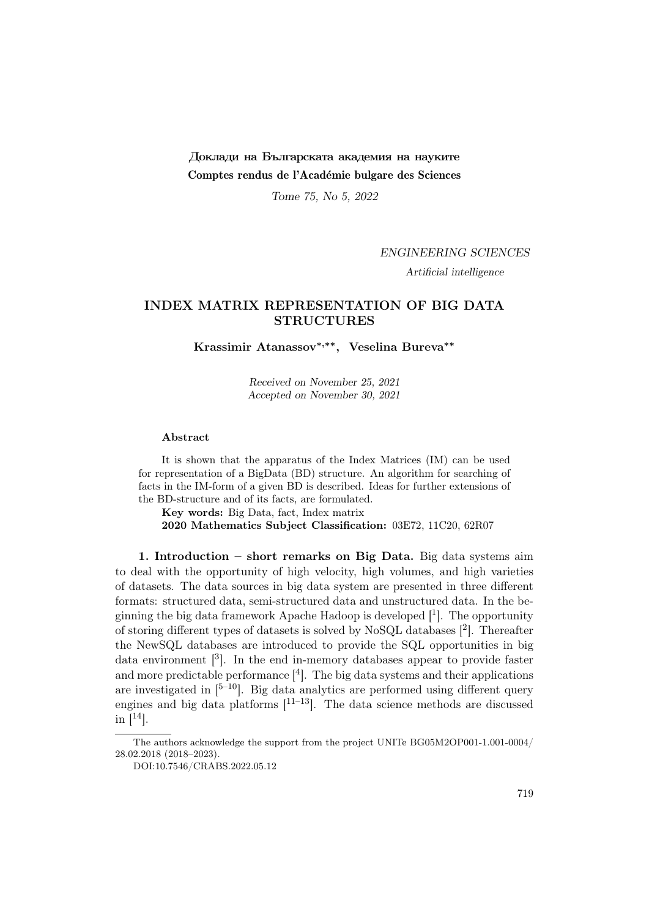Доклади на Българската академия на науките
**Comptes rendus de l'Académie bulgare des Sciences**

*Tome 75, No 5, 2022*

*ENGINEERING SCIENCES*

*Artificial intelligence*

# INDEX MATRIX REPRESENTATION OF BIG DATA STRUCTURES

**Krassimir Atanassov[*,**], Veselina Bureva[**]**

*Received on November 25, 2021*
*Accepted on November 30, 2021*

**Abstract**

It is shown that the apparatus of the Index Matrices (IM) can be used for representation of a BigData (BD) structure. An algorithm for searching of facts in the IM-form of a given BD is described. Ideas for further extensions of the BD-structure and of its facts, are formulated.

**Key words:** Big Data, fact, Index matrix

**2020 Mathematics Subject Classification:** 03E72, 11C20, 62R07

**1. Introduction – short remarks on Big Data.** Big data systems aim to deal with the opportunity of high velocity, high volumes, and high varieties of datasets. The data sources in big data system are presented in three different formats: structured data, semi-structured data and unstructured data. In the beginning the big data framework Apache Hadoop is developed [1]. The opportunity of storing different types of datasets is solved by NoSQL databases [2]. Thereafter the NewSQL databases are introduced to provide the SQL opportunities in big data environment [3]. In the end in-memory databases appear to provide faster and more predictable performance [4]. The big data systems and their applications are investigated in [5–10]. Big data analytics are performed using different query engines and big data platforms [11–13]. The data science methods are discussed in [14].

The authors acknowledge the support from the project UNITe BG05M2OP001-1.001-0004/28.02.2018 (2018–2023).

DOI:10.7546/CRABS.2022.05.12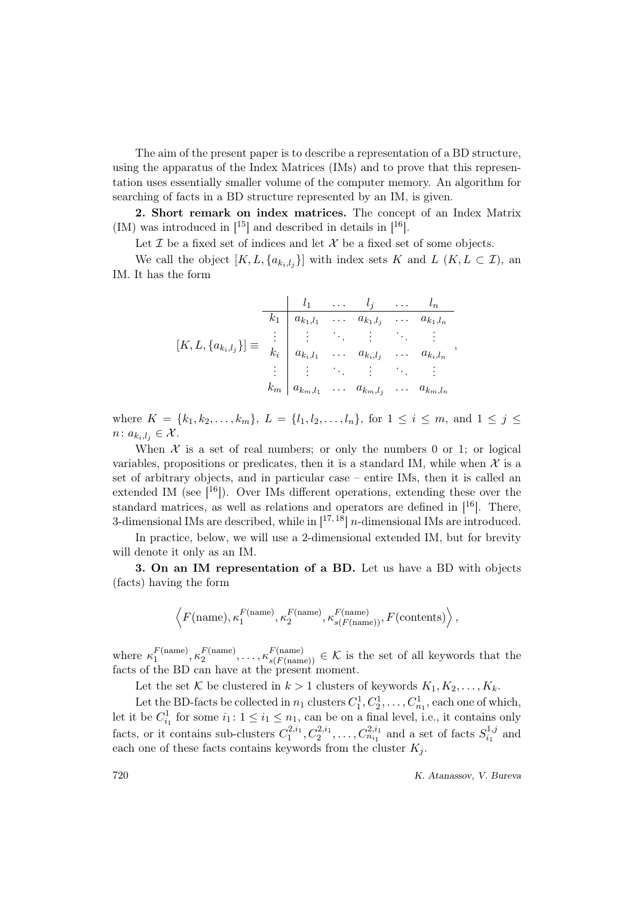The aim of the present paper is to describe a representation of a BD structure, using the apparatus of the Index Matrices (IMs) and to prove that this representation uses essentially smaller volume of the computer memory. An algorithm for searching of facts in a BD structure represented by an IM, is given.

**2. Short remark on index matrices.** The concept of an Index Matrix (IM) was introduced in [15] and described in details in [16].

Let $\mathcal{I}$ be a fixed set of indices and let $\mathcal{X}$ be a fixed set of some objects.

We call the object $[K, L, \{a_{k_i,l_j}\}]$ with index sets $K$ and $L$ ($K, L \subset \mathcal{I}$), an IM. It has the form

$$[K, L, \{a_{k_i,l_j}\}] \equiv \begin{array}{c|ccccc} & l_1 & \dots & l_j & \dots & l_n \\ \hline k_1 & a_{k_1,l_1} & \dots & a_{k_1,l_j} & \dots & a_{k_1,l_n} \\ \vdots & \vdots & \ddots & \vdots & \ddots & \vdots \\ k_i & a_{k_i,l_1} & \dots & a_{k_i,l_j} & \dots & a_{k_i,l_n} \\ \vdots & \vdots & \ddots & \vdots & \ddots & \vdots \\ k_m & a_{k_m,l_1} & \dots & a_{k_m,l_j} & \dots & a_{k_m,l_n} \end{array},$$

where $K = \{k_1, k_2, \dots, k_m\}$, $L = \{l_1, l_2, \dots, l_n\}$, for $1 \leq i \leq m$, and $1 \leq j \leq n$: $a_{k_i,l_j} \in \mathcal{X}$.

When $\mathcal{X}$ is a set of real numbers; or only the numbers 0 or 1; or logical variables, propositions or predicates, then it is a standard IM, while when $\mathcal{X}$ is a set of arbitrary objects, and in particular case – entire IMs, then it is called an extended IM (see [16]). Over IMs different operations, extending these over the standard matrices, as well as relations and operators are defined in [16]. There, 3-dimensional IMs are described, while in [17, 18] $n$-dimensional IMs are introduced.

In practice, below, we will use a 2-dimensional extended IM, but for brevity will denote it only as an IM.

**3. On an IM representation of a BD.** Let us have a BD with objects (facts) having the form

$$\left\langle F(\text{name}), \kappa_1^{F(\text{name})}, \kappa_2^{F(\text{name})}, \kappa_{s(F(\text{name}))}^{F(\text{name})}, F(\text{contents}) \right\rangle,$$

where $\kappa_1^{F(\text{name})}, \kappa_2^{F(\text{name})}, \dots, \kappa_{s(F(\text{name}))}^{F(\text{name})} \in \mathcal{K}$ is the set of all keywords that the facts of the BD can have at the present moment.

Let the set $\mathcal{K}$ be clustered in $k > 1$ clusters of keywords $K_1, K_2, \dots, K_k$.

Let the BD-facts be collected in $n_1$ clusters $C_1^1, C_2^1, \dots, C_{n_1}^1$, each one of which, let it be $C_{i_1}^1$ for some $i_1$: $1 \leq i_1 \leq n_1$, can be on a final level, i.e., it contains only facts, or it contains sub-clusters $C_1^{2,i_1}, C_2^{2,i_1}, \dots, C_{n_{i_1}}^{2,i_1}$ and a set of facts $S_{i_1}^{1,j}$ and each one of these facts contains keywords from the cluster $K_j$.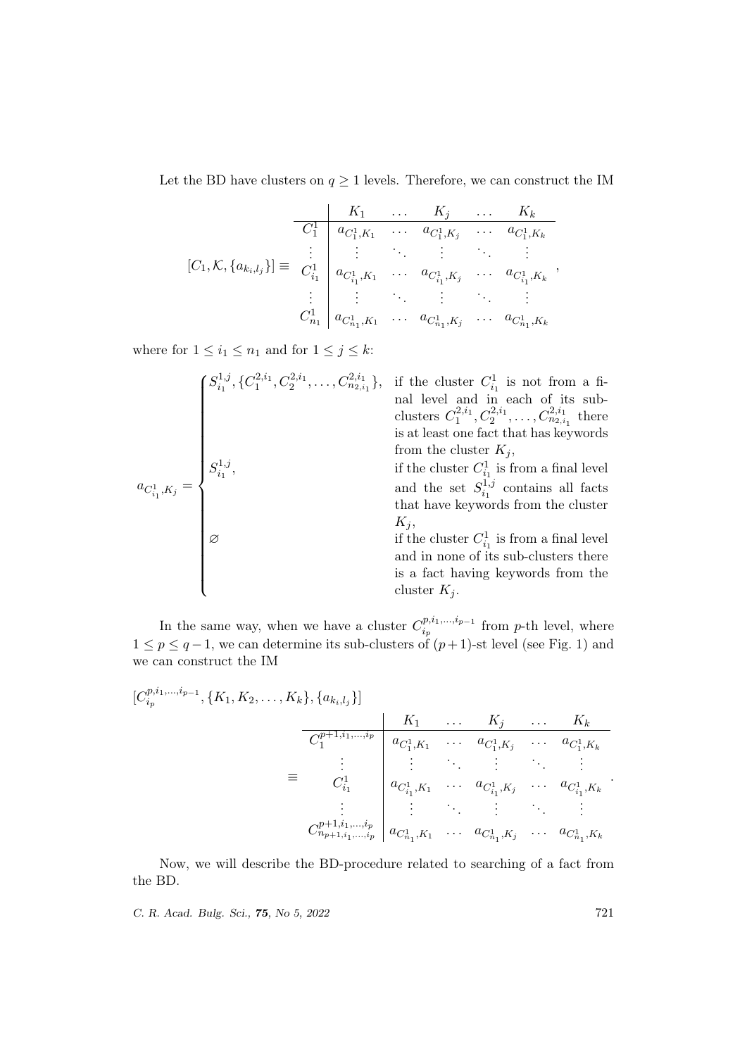Let the BD have clusters on $q \geq 1$ levels. Therefore, we can construct the IM

$$[C_1, \mathcal{K}, \{a_{k_i,l_j}\}] \equiv \begin{array}{c|ccccc} & K_1 & \dots & K_j & \dots & K_k \\ \hline C_1^1 & a_{C_1^1,K_1} & \dots & a_{C_1^1,K_j} & \dots & a_{C_1^1,K_k} \\ \vdots & \vdots & \ddots & \vdots & \ddots & \vdots \\ C_{i_1}^1 & a_{C_{i_1}^1,K_1} & \dots & a_{C_{i_1}^1,K_j} & \dots & a_{C_{i_1}^1,K_k} \\ \vdots & \vdots & \ddots & \vdots & \ddots & \vdots \\ C_{n_1}^1 & a_{C_{n_1}^1,K_1} & \dots & a_{C_{n_1}^1,K_j} & \dots & a_{C_{n_1}^1,K_k} \end{array},$$

where for $1 \leq i_1 \leq n_1$ and for $1 \leq j \leq k$:

$$a_{C_{i_1}^1,K_j} = \begin{cases} S_{i_1}^{1,j}, \{C_1^{2,i_1}, C_2^{2,i_1}, \dots, C_{n_{2,i_1}}^{2,i_1}\}, & \text{if the cluster } C_{i_1}^1 \text{ is not from a final level and in each of its sub-clusters } C_1^{2,i_1}, C_2^{2,i_1}, \dots, C_{n_{2,i_1}}^{2,i_1} \text{ there is at least one fact that has keywords from the cluster } K_j, \\ S_{i_1}^{1,j}, & \text{if the cluster } C_{i_1}^1 \text{ is from a final level and the set } S_{i_1}^{1,j} \text{ contains all facts that have keywords from the cluster } K_j, \\ \varnothing & \text{if the cluster } C_{i_1}^1 \text{ is from a final level and in none of its sub-clusters there is a fact having keywords from the cluster } K_j. \end{cases}$$

In the same way, when we have a cluster $C_{i_p}^{p,i_1,\dots,i_{p-1}}$ from $p$-th level, where $1 \leq p \leq q-1$, we can determine its sub-clusters of $(p+1)$-st level (see Fig. 1) and we can construct the IM

$$[C_{i_p}^{p,i_1,\dots,i_{p-1}}, \{K_1, K_2, \dots, K_k\}, \{a_{k_i,l_j}\}] \equiv \begin{array}{c|ccccc} & K_1 & \dots & K_j & \dots & K_k \\ \hline C_1^{p+1,i_1,\dots,i_p} & a_{C_1^1,K_1} & \dots & a_{C_1^1,K_j} & \dots & a_{C_1^1,K_k} \\ \vdots & \vdots & \ddots & \vdots & \ddots & \vdots \\ C_{i_1}^1 & a_{C_{i_1}^1,K_1} & \dots & a_{C_{i_1}^1,K_j} & \dots & a_{C_{i_1}^1,K_k} \\ \vdots & \vdots & \ddots & \vdots & \ddots & \vdots \\ C_{n_{p+1,i_1,\dots,i_p}}^{p+1,i_1,\dots,i_p} & a_{C_{n_1}^1,K_1} & \dots & a_{C_{n_1}^1,K_j} & \dots & a_{C_{n_1}^1,K_k} \end{array}.$$

Now, we will describe the BD-procedure related to searching of a fact from the BD.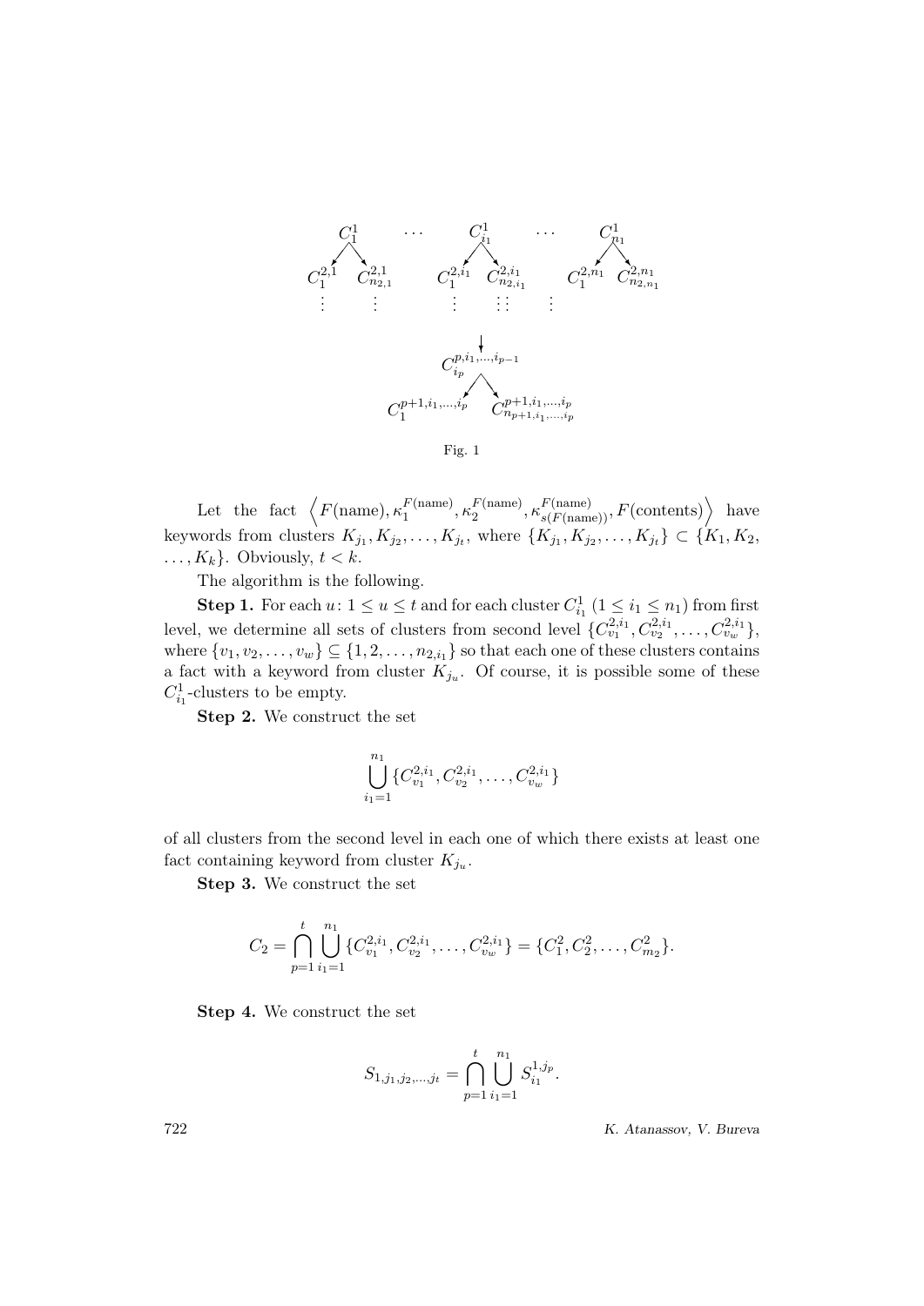$$
\begin{array}{ccccc}
C_1^1 & \cdots & C_{i_1}^1 & \cdots & C_{n_1}^1 \\
C_1^{2,1} \quad C_{n_{2,1}}^{2,1} & & C_1^{2,i_1} \quad C_{n_{2,i_1}}^{2,i_1} & & C_1^{2,n_1} \quad C_{n_{2,n_1}}^{2,n_1} \\
\vdots \qquad \vdots & & \vdots \qquad \vdots\,\vdots & \vdots &
\end{array}
$$

$$
\begin{array}{c}
\downarrow \\
C_{i_p}^{p,i_1,\ldots,i_{p-1}} \\
C_1^{p+1,i_1,\ldots,i_p} \qquad C_{n_{p+1,i_1,\ldots,i_p}}^{p+1,i_1,\ldots,i_p}
\end{array}
$$

Fig. 1

Let the fact $\left\langle F(\text{name}), \kappa_1^{F(\text{name})}, \kappa_2^{F(\text{name})}, \kappa_{s(F(\text{name}))}^{F(\text{name})}, F(\text{contents}) \right\rangle$ have keywords from clusters $K_{j_1}, K_{j_2}, \ldots, K_{j_t}$, where $\{K_{j_1}, K_{j_2}, \ldots, K_{j_t}\} \subset \{K_1, K_2, \ldots, K_k\}$. Obviously, $t < k$.

The algorithm is the following.

**Step 1.** For each $u$: $1 \leq u \leq t$ and for each cluster $C_{i_1}^1$ $(1 \leq i_1 \leq n_1)$ from first level, we determine all sets of clusters from second level $\{C_{v_1}^{2,i_1}, C_{v_2}^{2,i_1}, \ldots, C_{v_w}^{2,i_1}\}$, where $\{v_1, v_2, \ldots, v_w\} \subseteq \{1, 2, \ldots, n_{2,i_1}\}$ so that each one of these clusters contains a fact with a keyword from cluster $K_{j_u}$. Of course, it is possible some of these $C_{i_1}^1$-clusters to be empty.

**Step 2.** We construct the set

$$
\bigcup_{i_1=1}^{n_1} \{C_{v_1}^{2,i_1}, C_{v_2}^{2,i_1}, \ldots, C_{v_w}^{2,i_1}\}
$$

of all clusters from the second level in each one of which there exists at least one fact containing keyword from cluster $K_{j_u}$.

**Step 3.** We construct the set

$$
C_2 = \bigcap_{p=1}^{t} \bigcup_{i_1=1}^{n_1} \{C_{v_1}^{2,i_1}, C_{v_2}^{2,i_1}, \ldots, C_{v_w}^{2,i_1}\} = \{C_1^2, C_2^2, \ldots, C_{m_2}^2\}.
$$

**Step 4.** We construct the set

$$
S_{1,j_1,j_2,\ldots,j_t} = \bigcap_{p=1}^{t} \bigcup_{i_1=1}^{n_1} S_{i_1}^{1,j_p}.
$$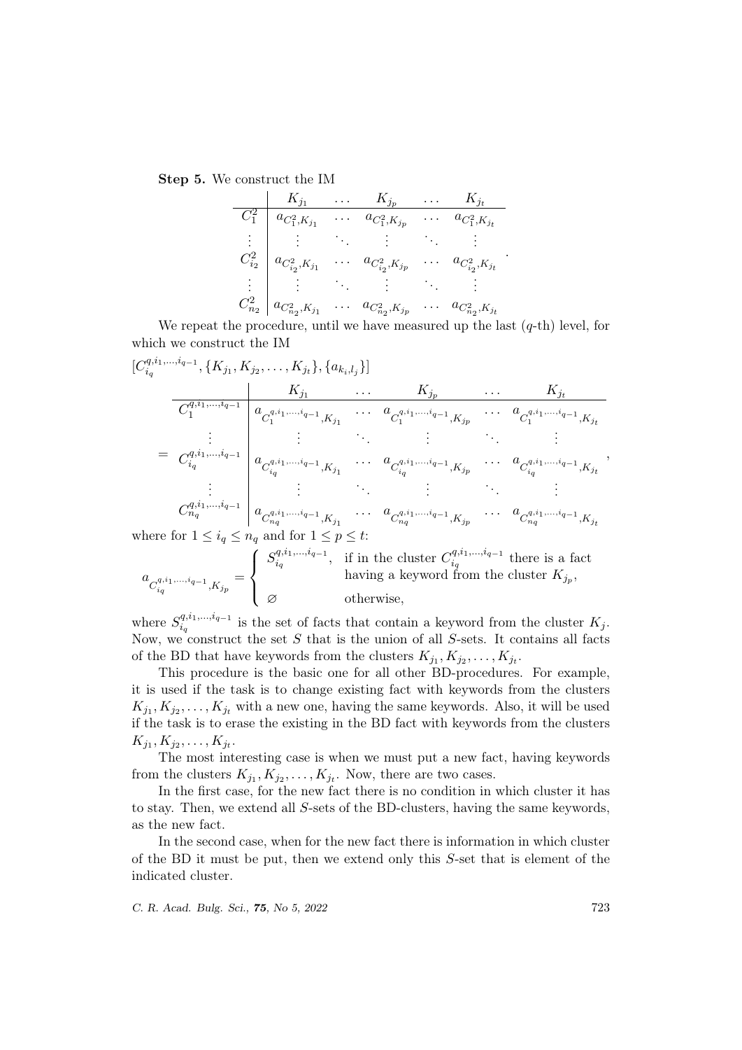**Step 5.** We construct the IM

$$\begin{array}{c|ccccc} & K_{j_1} & \dots & K_{j_p} & \dots & K_{j_t} \\ \hline C_1^2 & a_{C_1^2,K_{j_1}} & \dots & a_{C_1^2,K_{j_p}} & \dots & a_{C_1^2,K_{j_t}} \\ \vdots & \vdots & \ddots & \vdots & \ddots & \vdots \\ C_{i_2}^2 & a_{C_{i_2}^2,K_{j_1}} & \dots & a_{C_{i_2}^2,K_{j_p}} & \dots & a_{C_{i_2}^2,K_{j_t}} \\ \vdots & \vdots & \ddots & \vdots & \ddots & \vdots \\ C_{n_2}^2 & a_{C_{n_2}^2,K_{j_1}} & \dots & a_{C_{n_2}^2,K_{j_p}} & \dots & a_{C_{n_2}^2,K_{j_t}} \end{array}.$$

We repeat the procedure, until we have measured up the last ($q$-th) level, for which we construct the IM

$$[C_{i_q}^{q,i_1,\dots,i_{q-1}}, \{K_{j_1}, K_{j_2}, \dots, K_{j_t}\}, \{a_{k_i,l_j}\}]$$

$$= \begin{array}{c|ccccc} & K_{j_1} & \dots & K_{j_p} & \dots & K_{j_t} \\ \hline C_1^{q,i_1,\dots,i_{q-1}} & a_{C_1^{q,i_1,\dots,i_{q-1}},K_{j_1}} & \dots & a_{C_1^{q,i_1,\dots,i_{q-1}},K_{j_p}} & \dots & a_{C_1^{q,i_1,\dots,i_{q-1}},K_{j_t}} \\ \vdots & \vdots & \ddots & \vdots & \ddots & \vdots \\ C_{i_q}^{q,i_1,\dots,i_{q-1}} & a_{C_{i_q}^{q,i_1,\dots,i_{q-1}},K_{j_1}} & \dots & a_{C_{i_q}^{q,i_1,\dots,i_{q-1}},K_{j_p}} & \dots & a_{C_{i_q}^{q,i_1,\dots,i_{q-1}},K_{j_t}} \\ \vdots & \vdots & \ddots & \vdots & \ddots & \vdots \\ C_{n_q}^{q,i_1,\dots,i_{q-1}} & a_{C_{n_q}^{q,i_1,\dots,i_{q-1}},K_{j_1}} & \dots & a_{C_{n_q}^{q,i_1,\dots,i_{q-1}},K_{j_p}} & \dots & a_{C_{n_q}^{q,i_1,\dots,i_{q-1}},K_{j_t}} \end{array},$$

where for $1 \le i_q \le n_q$ and for $1 \le p \le t$:

$$a_{C_{i_q}^{q,i_1,\dots,i_{q-1}},K_{j_p}} = \begin{cases} S_{i_q}^{q,i_1,\dots,i_{q-1}}, & \text{if in the cluster } C_{i_q}^{q,i_1,\dots,i_{q-1}} \text{ there is a fact} \\ & \text{having a keyword from the cluster } K_{j_p}, \\ \varnothing & \text{otherwise,} \end{cases}$$

where $S_{i_q}^{q,i_1,\dots,i_{q-1}}$ is the set of facts that contain a keyword from the cluster $K_j$. Now, we construct the set $S$ that is the union of all $S$-sets. It contains all facts of the BD that have keywords from the clusters $K_{j_1}, K_{j_2}, \dots, K_{j_t}$.

This procedure is the basic one for all other BD-procedures. For example, it is used if the task is to change existing fact with keywords from the clusters $K_{j_1}, K_{j_2}, \dots, K_{j_t}$ with a new one, having the same keywords. Also, it will be used if the task is to erase the existing in the BD fact with keywords from the clusters $K_{j_1}, K_{j_2}, \dots, K_{j_t}$.

The most interesting case is when we must put a new fact, having keywords from the clusters $K_{j_1}, K_{j_2}, \dots, K_{j_t}$. Now, there are two cases.

In the first case, for the new fact there is no condition in which cluster it has to stay. Then, we extend all $S$-sets of the BD-clusters, having the same keywords, as the new fact.

In the second case, when for the new fact there is information in which cluster of the BD it must be put, then we extend only this $S$-set that is element of the indicated cluster.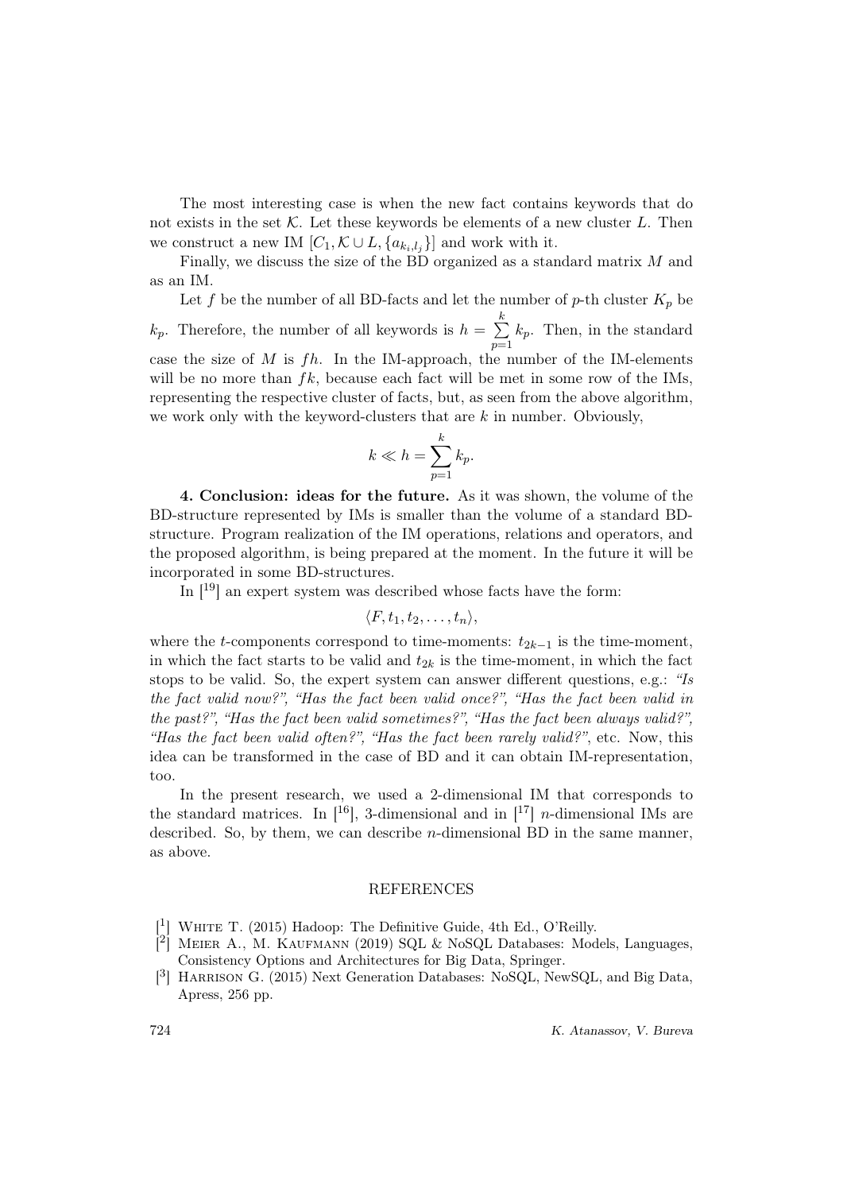The most interesting case is when the new fact contains keywords that do not exists in the set $\mathcal{K}$. Let these keywords be elements of a new cluster $L$. Then we construct a new IM $[C_1, \mathcal{K} \cup L, \{a_{k_i,l_j}\}]$ and work with it.

Finally, we discuss the size of the BD organized as a standard matrix $M$ and as an IM.

Let $f$ be the number of all BD-facts and let the number of $p$-th cluster $K_p$ be $k_p$. Therefore, the number of all keywords is $h = \sum\limits_{p=1}^{k} k_p$. Then, in the standard case the size of $M$ is $fh$. In the IM-approach, the number of the IM-elements will be no more than $fk$, because each fact will be met in some row of the IMs, representing the respective cluster of facts, but, as seen from the above algorithm, we work only with the keyword-clusters that are $k$ in number. Obviously,

$$k \ll h = \sum_{p=1}^{k} k_p.$$

**4. Conclusion: ideas for the future.** As it was shown, the volume of the BD-structure represented by IMs is smaller than the volume of a standard BD-structure. Program realization of the IM operations, relations and operators, and the proposed algorithm, is being prepared at the moment. In the future it will be incorporated in some BD-structures.

In [19] an expert system was described whose facts have the form:

$$\langle F, t_1, t_2, \ldots, t_n \rangle,$$

where the $t$-components correspond to time-moments: $t_{2k-1}$ is the time-moment, in which the fact starts to be valid and $t_{2k}$ is the time-moment, in which the fact stops to be valid. So, the expert system can answer different questions, e.g.: *"Is the fact valid now?", "Has the fact been valid once?", "Has the fact been valid in the past?", "Has the fact been valid sometimes?", "Has the fact been always valid?", "Has the fact been valid often?", "Has the fact been rarely valid?"*, etc. Now, this idea can be transformed in the case of BD and it can obtain IM-representation, too.

In the present research, we used a 2-dimensional IM that corresponds to the standard matrices. In [16], 3-dimensional and in [17] $n$-dimensional IMs are described. So, by them, we can describe $n$-dimensional BD in the same manner, as above.

## REFERENCES

[1] White T. (2015) Hadoop: The Definitive Guide, 4th Ed., O'Reilly.

[2] Meier A., M. Kaufmann (2019) SQL & NoSQL Databases: Models, Languages, Consistency Options and Architectures for Big Data, Springer.

[3] Harrison G. (2015) Next Generation Databases: NoSQL, NewSQL, and Big Data, Apress, 256 pp.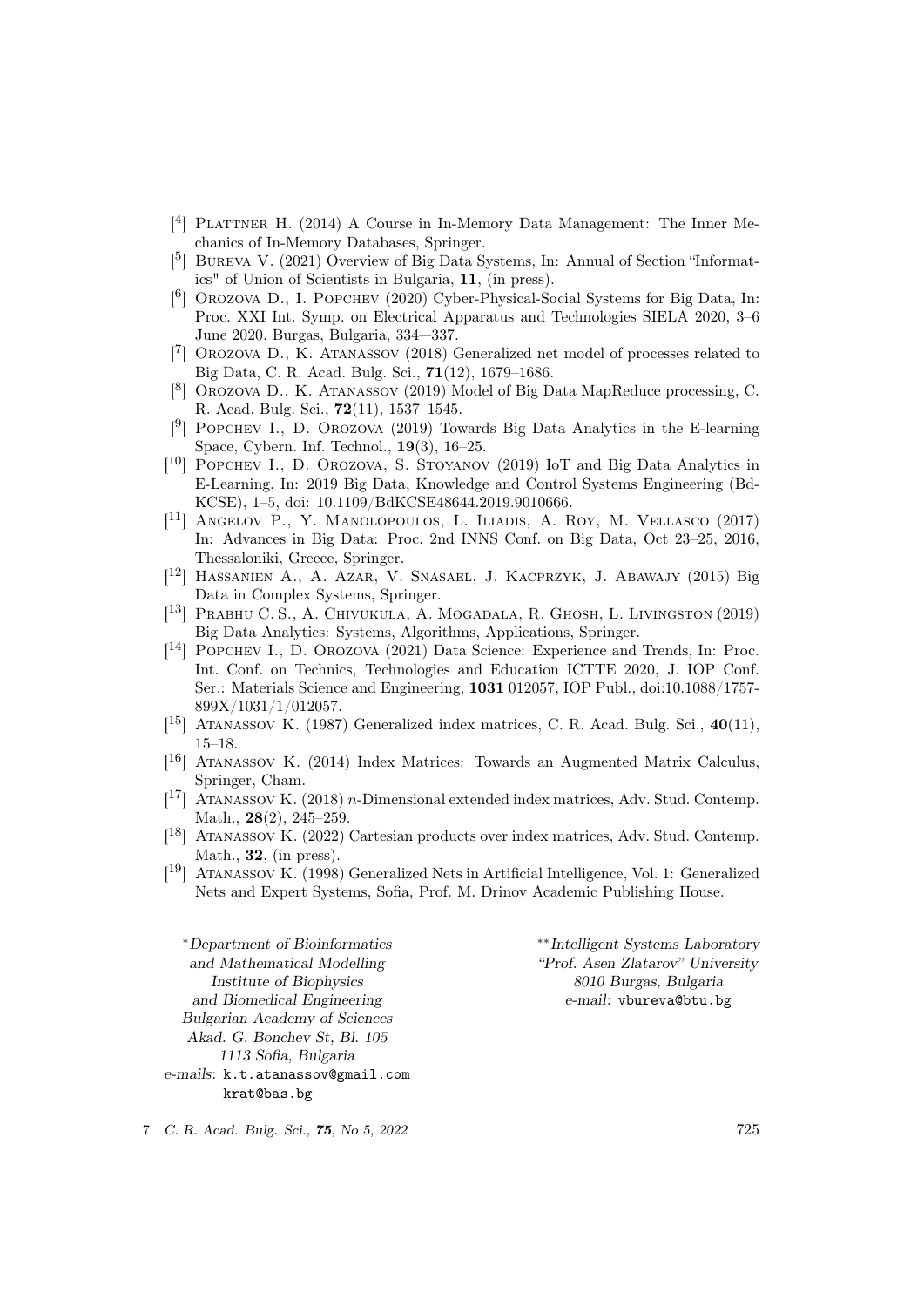[4] Plattner H. (2014) A Course in In-Memory Data Management: The Inner Mechanics of In-Memory Databases, Springer.

[5] Bureva V. (2021) Overview of Big Data Systems, In: Annual of Section "Informatics" of Union of Scientists in Bulgaria, **11**, (in press).

[6] Orozova D., I. Popchev (2020) Cyber-Physical-Social Systems for Big Data, In: Proc. XXI Int. Symp. on Electrical Apparatus and Technologies SIELA 2020, 3–6 June 2020, Burgas, Bulgaria, 334—337.

[7] Orozova D., K. Atanassov (2018) Generalized net model of processes related to Big Data, C. R. Acad. Bulg. Sci., **71**(12), 1679–1686.

[8] Orozova D., K. Atanassov (2019) Model of Big Data MapReduce processing, C. R. Acad. Bulg. Sci., **72**(11), 1537–1545.

[9] Popchev I., D. Orozova (2019) Towards Big Data Analytics in the E-learning Space, Cybern. Inf. Technol., **19**(3), 16–25.

[10] Popchev I., D. Orozova, S. Stoyanov (2019) IoT and Big Data Analytics in E-Learning, In: 2019 Big Data, Knowledge and Control Systems Engineering (BdKCSE), 1–5, doi: 10.1109/BdKCSE48644.2019.9010666.

[11] Angelov P., Y. Manolopoulos, L. Iliadis, A. Roy, M. Vellasco (2017) In: Advances in Big Data: Proc. 2nd INNS Conf. on Big Data, Oct 23–25, 2016, Thessaloniki, Greece, Springer.

[12] Hassanien A., A. Azar, V. Snasael, J. Kacprzyk, J. Abawajy (2015) Big Data in Complex Systems, Springer.

[13] Prabhu C. S., A. Chivukula, A. Mogadala, R. Ghosh, L. Livingston (2019) Big Data Analytics: Systems, Algorithms, Applications, Springer.

[14] Popchev I., D. Orozova (2021) Data Science: Experience and Trends, In: Proc. Int. Conf. on Technics, Technologies and Education ICTTE 2020, J. IOP Conf. Ser.: Materials Science and Engineering, **1031** 012057, IOP Publ., doi:10.1088/1757-899X/1031/1/012057.

[15] Atanassov K. (1987) Generalized index matrices, C. R. Acad. Bulg. Sci., **40**(11), 15–18.

[16] Atanassov K. (2014) Index Matrices: Towards an Augmented Matrix Calculus, Springer, Cham.

[17] Atanassov K. (2018) $n$-Dimensional extended index matrices, Adv. Stud. Contemp. Math., **28**(2), 245–259.

[18] Atanassov K. (2022) Cartesian products over index matrices, Adv. Stud. Contemp. Math., **32**, (in press).

[19] Atanassov K. (1998) Generalized Nets in Artificial Intelligence, Vol. 1: Generalized Nets and Expert Systems, Sofia, Prof. M. Drinov Academic Publishing House.

*[*] Department of Bioinformatics and Mathematical Modelling
Institute of Biophysics and Biomedical Engineering
Bulgarian Academy of Sciences
Akad. G. Bonchev St, Bl. 105
1113 Sofia, Bulgaria*
*e-mails*: `k.t.atanassov@gmail.com` `krat@bas.bg`

*[**] Intelligent Systems Laboratory
"Prof. Asen Zlatarov" University
8010 Burgas, Bulgaria*
*e-mail*: `vbureva@btu.bg`